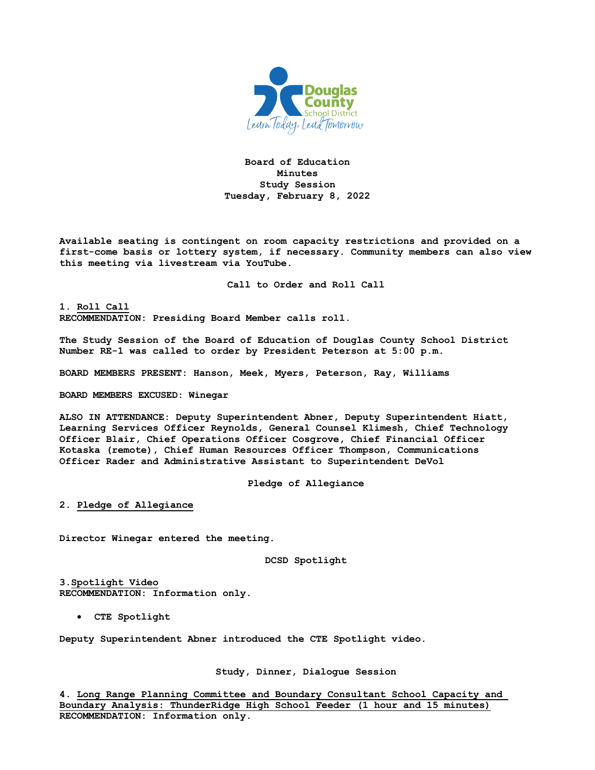# Board of Education
## Minutes
## Study Session
### Tuesday, February 8, 2022

**Available seating is contingent on room capacity restrictions and provided on a first-come basis or lottery system, if necessary. Community members can also view this meeting via livestream via YouTube.**

## Call to Order and Roll Call

**1. Roll Call**
**RECOMMENDATION: Presiding Board Member calls roll.**

The Study Session of the Board of Education of Douglas County School District Number RE-1 was called to order by President Peterson at 5:00 p.m.

BOARD MEMBERS PRESENT: Hanson, Meek, Myers, Peterson, Ray, Williams

BOARD MEMBERS EXCUSED: Winegar

ALSO IN ATTENDANCE: Deputy Superintendent Abner, Deputy Superintendent Hiatt, Learning Services Officer Reynolds, General Counsel Klimesh, Chief Technology Officer Blair, Chief Operations Officer Cosgrove, Chief Financial Officer Kotaska (remote), Chief Human Resources Officer Thompson, Communications Officer Rader and Administrative Assistant to Superintendent DeVol

## Pledge of Allegiance

**2. Pledge of Allegiance**

Director Winegar entered the meeting.

## DCSD Spotlight

**3. Spotlight Video**
**RECOMMENDATION: Information only.**

- CTE Spotlight

Deputy Superintendent Abner introduced the CTE Spotlight video.

## Study, Dinner, Dialogue Session

**4. Long Range Planning Committee and Boundary Consultant School Capacity and Boundary Analysis: ThunderRidge High School Feeder (1 hour and 15 minutes)**
**RECOMMENDATION: Information only.**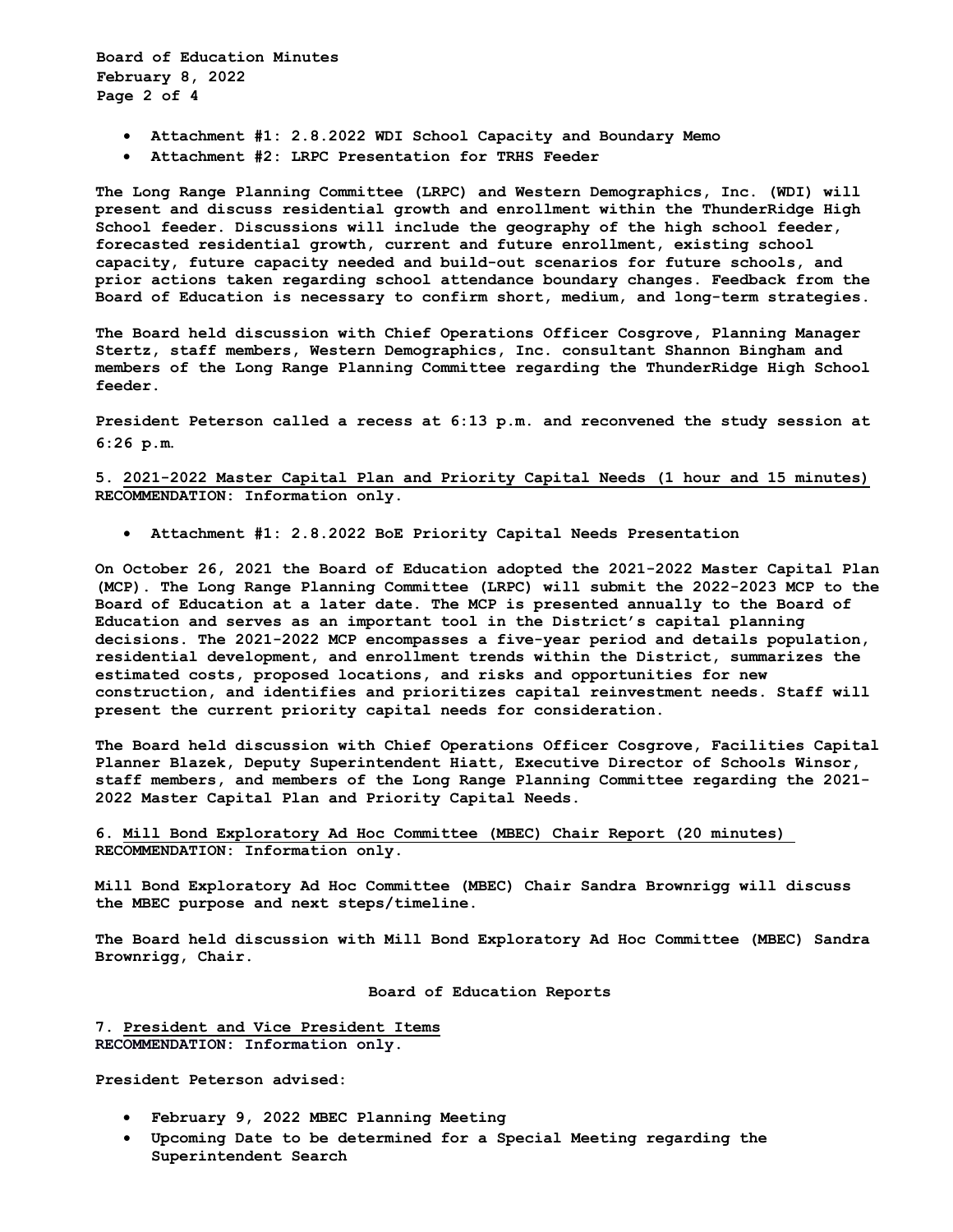- Attachment #1: 2.8.2022 WDI School Capacity and Boundary Memo
- Attachment #2: LRPC Presentation for TRHS Feeder

The Long Range Planning Committee (LRPC) and Western Demographics, Inc. (WDI) will present and discuss residential growth and enrollment within the ThunderRidge High School feeder. Discussions will include the geography of the high school feeder, forecasted residential growth, current and future enrollment, existing school capacity, future capacity needed and build-out scenarios for future schools, and prior actions taken regarding school attendance boundary changes. Feedback from the Board of Education is necessary to confirm short, medium, and long-term strategies.

The Board held discussion with Chief Operations Officer Cosgrove, Planning Manager Stertz, staff members, Western Demographics, Inc. consultant Shannon Bingham and members of the Long Range Planning Committee regarding the ThunderRidge High School feeder.

President Peterson called a recess at 6:13 p.m. and reconvened the study session at 6:26 p.m.

**5. 2021-2022 Master Capital Plan and Priority Capital Needs (1 hour and 15 minutes)**
RECOMMENDATION: Information only.

- Attachment #1: 2.8.2022 BoE Priority Capital Needs Presentation

On October 26, 2021 the Board of Education adopted the 2021-2022 Master Capital Plan (MCP). The Long Range Planning Committee (LRPC) will submit the 2022-2023 MCP to the Board of Education at a later date. The MCP is presented annually to the Board of Education and serves as an important tool in the District's capital planning decisions. The 2021-2022 MCP encompasses a five-year period and details population, residential development, and enrollment trends within the District, summarizes the estimated costs, proposed locations, and risks and opportunities for new construction, and identifies and prioritizes capital reinvestment needs. Staff will present the current priority capital needs for consideration.

The Board held discussion with Chief Operations Officer Cosgrove, Facilities Capital Planner Blazek, Deputy Superintendent Hiatt, Executive Director of Schools Winsor, staff members, and members of the Long Range Planning Committee regarding the 2021-2022 Master Capital Plan and Priority Capital Needs.

**6. Mill Bond Exploratory Ad Hoc Committee (MBEC) Chair Report (20 minutes)**
RECOMMENDATION: Information only.

Mill Bond Exploratory Ad Hoc Committee (MBEC) Chair Sandra Brownrigg will discuss the MBEC purpose and next steps/timeline.

The Board held discussion with Mill Bond Exploratory Ad Hoc Committee (MBEC) Sandra Brownrigg, Chair.

## Board of Education Reports

**7. President and Vice President Items**
RECOMMENDATION: Information only.

President Peterson advised:

- February 9, 2022 MBEC Planning Meeting
- Upcoming Date to be determined for a Special Meeting regarding the Superintendent Search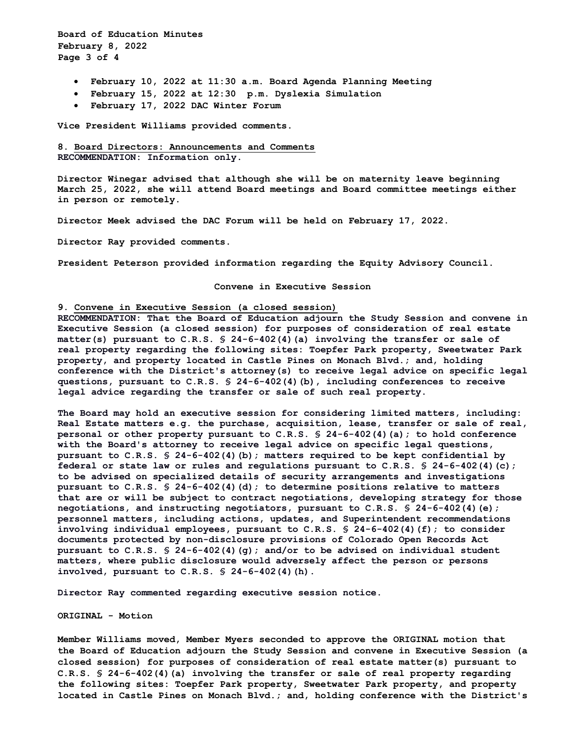- February 10, 2022 at 11:30 a.m. Board Agenda Planning Meeting
- February 15, 2022 at 12:30 p.m. Dyslexia Simulation
- February 17, 2022 DAC Winter Forum

Vice President Williams provided comments.

**8. Board Directors: Announcements and Comments**
RECOMMENDATION: Information only.

Director Winegar advised that although she will be on maternity leave beginning March 25, 2022, she will attend Board meetings and Board committee meetings either in person or remotely.

Director Meek advised the DAC Forum will be held on February 17, 2022.

Director Ray provided comments.

President Peterson provided information regarding the Equity Advisory Council.

## Convene in Executive Session

**9. Convene in Executive Session (a closed session)**
RECOMMENDATION: That the Board of Education adjourn the Study Session and convene in Executive Session (a closed session) for purposes of consideration of real estate matter(s) pursuant to C.R.S. § 24-6-402(4)(a) involving the transfer or sale of real property regarding the following sites: Toepfer Park property, Sweetwater Park property, and property located in Castle Pines on Monach Blvd.; and, holding conference with the District's attorney(s) to receive legal advice on specific legal questions, pursuant to C.R.S. § 24-6-402(4)(b), including conferences to receive legal advice regarding the transfer or sale of such real property.

The Board may hold an executive session for considering limited matters, including: Real Estate matters e.g. the purchase, acquisition, lease, transfer or sale of real, personal or other property pursuant to C.R.S. § 24-6-402(4)(a); to hold conference with the Board's attorney to receive legal advice on specific legal questions, pursuant to C.R.S. § 24-6-402(4)(b); matters required to be kept confidential by federal or state law or rules and regulations pursuant to C.R.S. § 24-6-402(4)(c); to be advised on specialized details of security arrangements and investigations pursuant to C.R.S. § 24-6-402(4)(d); to determine positions relative to matters that are or will be subject to contract negotiations, developing strategy for those negotiations, and instructing negotiators, pursuant to C.R.S. § 24-6-402(4)(e); personnel matters, including actions, updates, and Superintendent recommendations involving individual employees, pursuant to C.R.S. § 24-6-402(4)(f); to consider documents protected by non-disclosure provisions of Colorado Open Records Act pursuant to C.R.S. § 24-6-402(4)(g); and/or to be advised on individual student matters, where public disclosure would adversely affect the person or persons involved, pursuant to C.R.S. § 24-6-402(4)(h).

Director Ray commented regarding executive session notice.

ORIGINAL - Motion

Member Williams moved, Member Myers seconded to approve the ORIGINAL motion that the Board of Education adjourn the Study Session and convene in Executive Session (a closed session) for purposes of consideration of real estate matter(s) pursuant to C.R.S. § 24-6-402(4)(a) involving the transfer or sale of real property regarding the following sites: Toepfer Park property, Sweetwater Park property, and property located in Castle Pines on Monach Blvd.; and, holding conference with the District's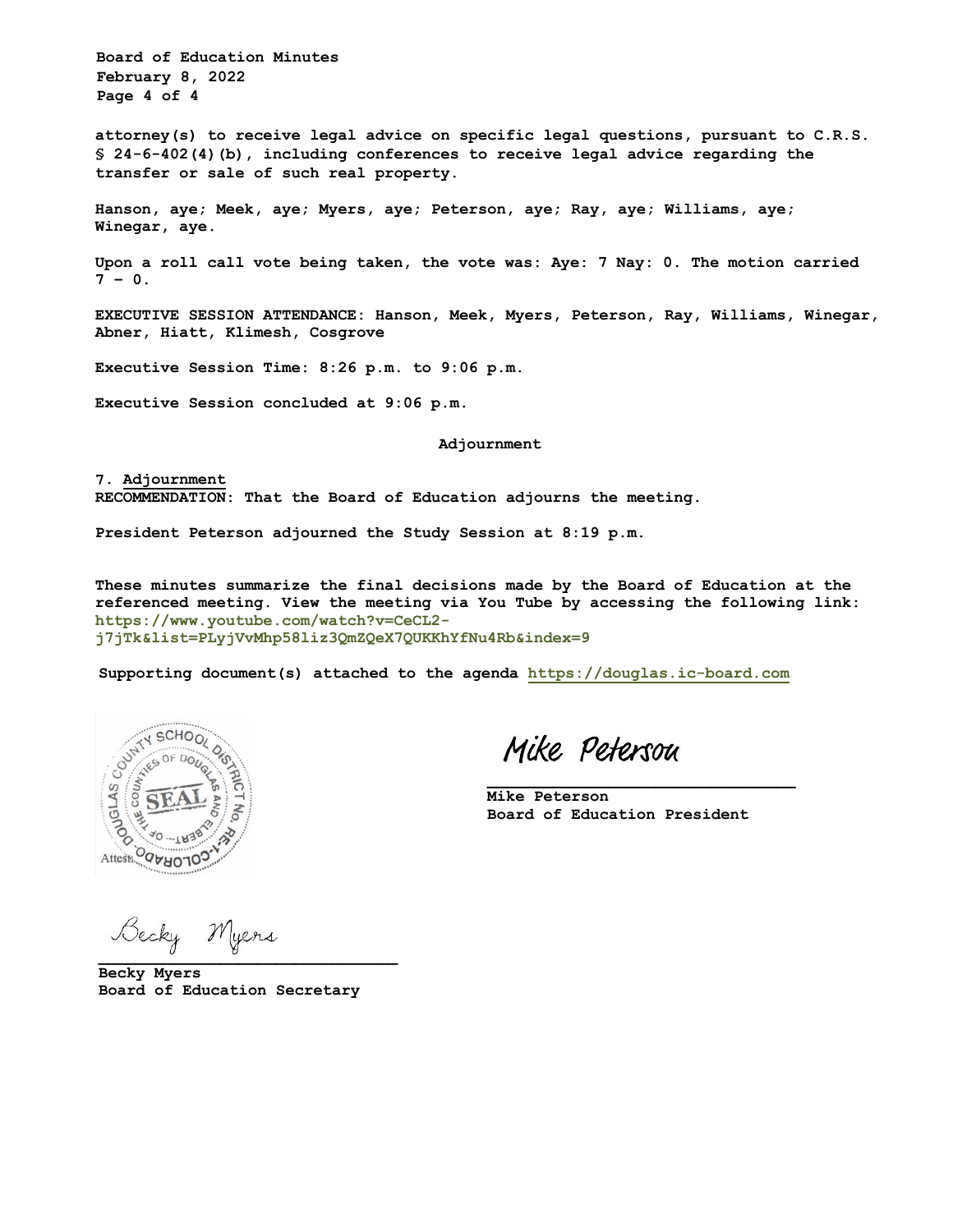attorney(s) to receive legal advice on specific legal questions, pursuant to C.R.S. § 24-6-402(4)(b), including conferences to receive legal advice regarding the transfer or sale of such real property.

Hanson, aye; Meek, aye; Myers, aye; Peterson, aye; Ray, aye; Williams, aye; Winegar, aye.

Upon a roll call vote being taken, the vote was: Aye: 7 Nay: 0. The motion carried 7 – 0.

EXECUTIVE SESSION ATTENDANCE: Hanson, Meek, Myers, Peterson, Ray, Williams, Winegar, Abner, Hiatt, Klimesh, Cosgrove

Executive Session Time: 8:26 p.m. to 9:06 p.m.

Executive Session concluded at 9:06 p.m.

## Adjournment

**7. Adjournment**
RECOMMENDATION: That the Board of Education adjourns the meeting.

President Peterson adjourned the Study Session at 8:19 p.m.

These minutes summarize the final decisions made by the Board of Education at the referenced meeting. View the meeting via You Tube by accessing the following link: https://www.youtube.com/watch?v=CeCL2-j7jTk&list=PLyjVvMhp58liz3QmZQeX7QUKKhYfNu4Rb&index=9

Supporting document(s) attached to the agenda https://douglas.ic-board.com

DOUGLAS COUNTY SCHOOL DISTRICT NO. RE-1 OF THE COUNTIES OF DOUGLAS AND ELBERT COLORADO SEAL

Attest:

Mike Peterson

Mike Peterson
Board of Education President

Becky Myers

Becky Myers
Board of Education Secretary